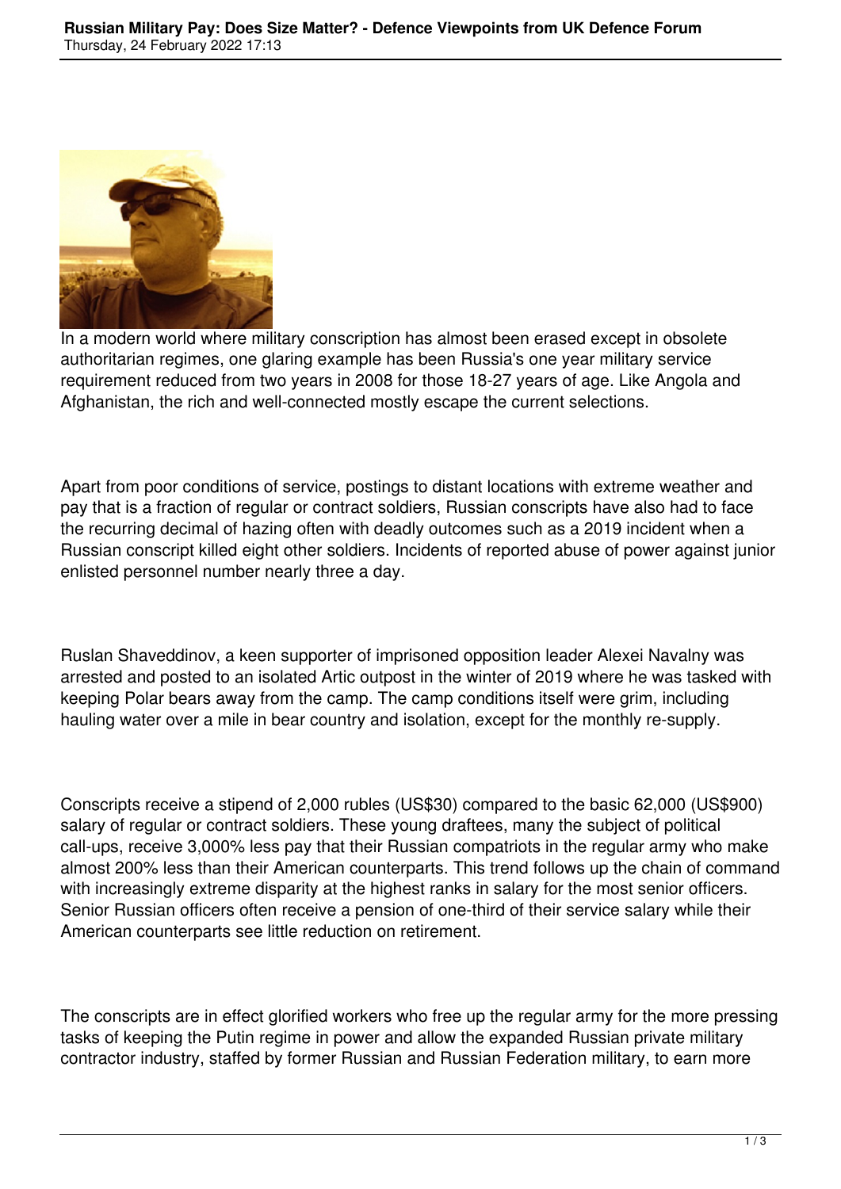In a modern world where military conscription has almost been erased except in obsolete authoritarian regimes, one glaring example has been Russia's one year military service requirement reduced from two years in 2008 for those 18-27 years of age. Like Angola and Afghanistan, the rich and well-connected mostly escape the current selections.

Apart from poor conditions of service, postings to distant locations with extreme weather and pay that is a fraction of regular or contract soldiers, Russian conscripts have also had to face the recurring decimal of hazing often with deadly outcomes such as a 2019 incident when a Russian conscript killed eight other soldiers. Incidents of reported abuse of power against junior enlisted personnel number nearly three a day.

Ruslan Shaveddinov, a keen supporter of imprisoned opposition leader Alexei Navalny was arrested and posted to an isolated Artic outpost in the winter of 2019 where he was tasked with keeping Polar bears away from the camp. The camp conditions itself were grim, including hauling water over a mile in bear country and isolation, except for the monthly re-supply.

Conscripts receive a stipend of 2,000 rubles (US$30) compared to the basic 62,000 (US$900) salary of regular or contract soldiers. These young draftees, many the subject of political call-ups, receive 3,000% less pay that their Russian compatriots in the regular army who make almost 200% less than their American counterparts. This trend follows up the chain of command with increasingly extreme disparity at the highest ranks in salary for the most senior officers. Senior Russian officers often receive a pension of one-third of their service salary while their American counterparts see little reduction on retirement.

The conscripts are in effect glorified workers who free up the regular army for the more pressing tasks of keeping the Putin regime in power and allow the expanded Russian private military contractor industry, staffed by former Russian and Russian Federation military, to earn more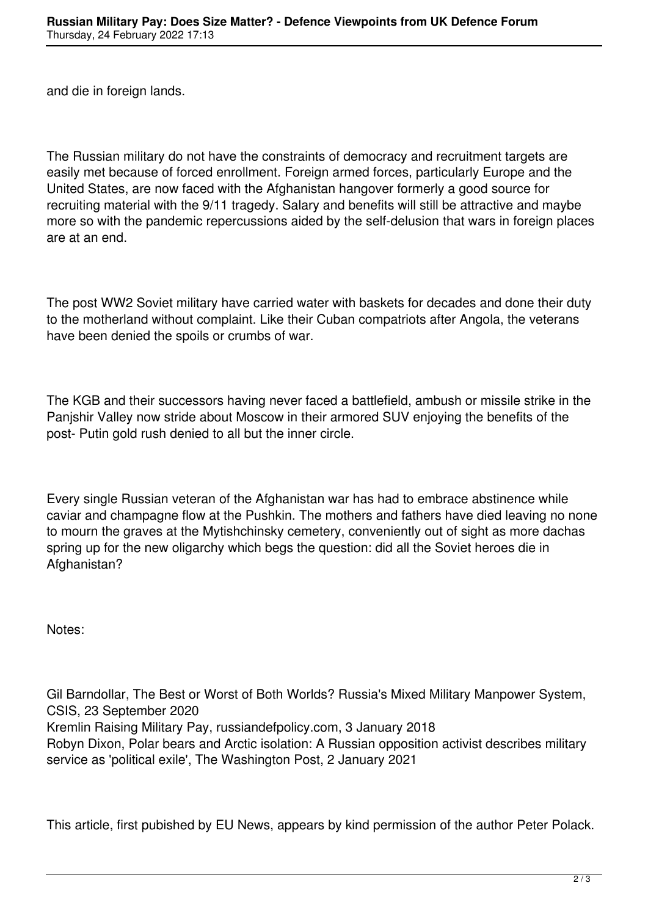and die in foreign lands.

The Russian military do not have the constraints of democracy and recruitment targets are easily met because of forced enrollment. Foreign armed forces, particularly Europe and the United States, are now faced with the Afghanistan hangover formerly a good source for recruiting material with the 9/11 tragedy. Salary and benefits will still be attractive and maybe more so with the pandemic repercussions aided by the self-delusion that wars in foreign places are at an end.

The post WW2 Soviet military have carried water with baskets for decades and done their duty to the motherland without complaint. Like their Cuban compatriots after Angola, the veterans have been denied the spoils or crumbs of war.

The KGB and their successors having never faced a battlefield, ambush or missile strike in the Panjshir Valley now stride about Moscow in their armored SUV enjoying the benefits of the post- Putin gold rush denied to all but the inner circle.

Every single Russian veteran of the Afghanistan war has had to embrace abstinence while caviar and champagne flow at the Pushkin. The mothers and fathers have died leaving no none to mourn the graves at the Mytishchinsky cemetery, conveniently out of sight as more dachas spring up for the new oligarchy which begs the question: did all the Soviet heroes die in Afghanistan?

Notes:

Gil Barndollar, The Best or Worst of Both Worlds? Russia's Mixed Military Manpower System, CSIS, 23 September 2020
Kremlin Raising Military Pay, russiandefpolicy.com, 3 January 2018
Robyn Dixon, Polar bears and Arctic isolation: A Russian opposition activist describes military service as 'political exile', The Washington Post, 2 January 2021

This article, first pubished by EU News, appears by kind permission of the author Peter Polack.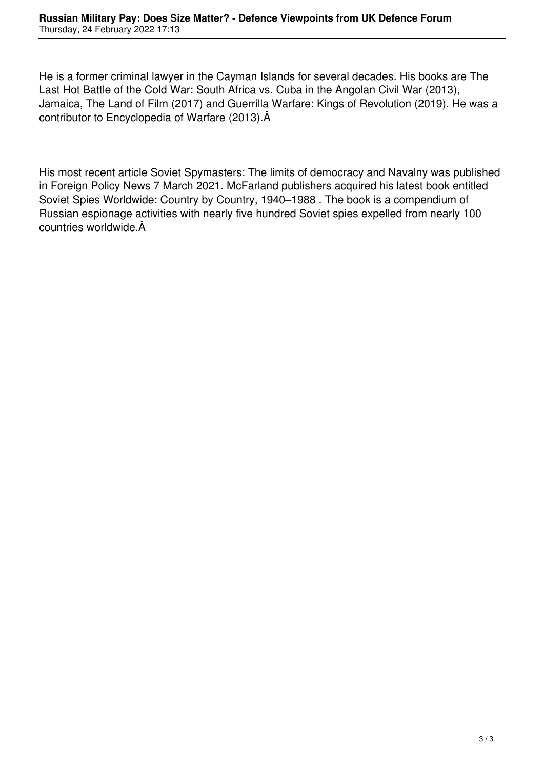He is a former criminal lawyer in the Cayman Islands for several decades. His books are The Last Hot Battle of the Cold War: South Africa vs. Cuba in the Angolan Civil War (2013), Jamaica, The Land of Film (2017) and Guerrilla Warfare: Kings of Revolution (2019). He was a contributor to Encyclopedia of Warfare (2013).Â

His most recent article Soviet Spymasters: The limits of democracy and Navalny was published in Foreign Policy News 7 March 2021. McFarland publishers acquired his latest book entitled Soviet Spies Worldwide: Country by Country, 1940–1988 . The book is a compendium of Russian espionage activities with nearly five hundred Soviet spies expelled from nearly 100 countries worldwide.Â